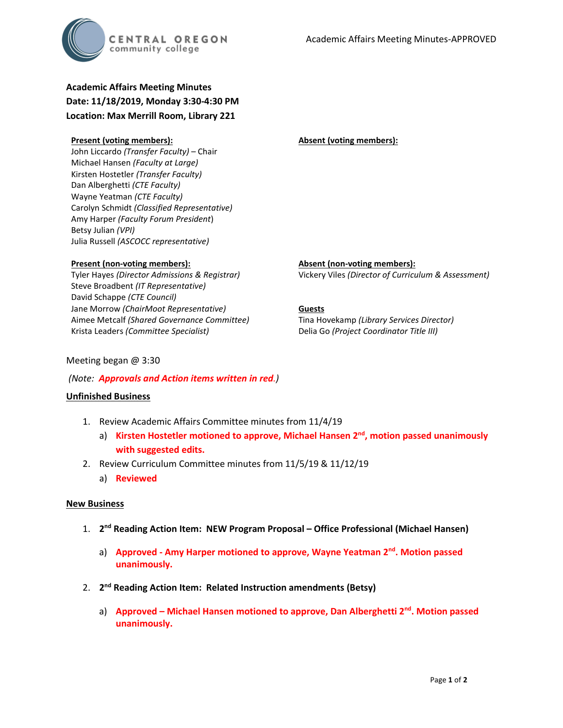Academic Affairs Meeting Minutes-APPROVED

**Academic Affairs Meeting Minutes**
**Date: 11/18/2019, Monday 3:30-4:30 PM**
**Location: Max Merrill Room, Library 221**

**Present (voting members):**
John Liccardo *(Transfer Faculty)* – Chair
Michael Hansen *(Faculty at Large)*
Kirsten Hostetler *(Transfer Faculty)*
Dan Alberghetti *(CTE Faculty)*
Wayne Yeatman *(CTE Faculty)*
Carolyn Schmidt *(Classified Representative)*
Amy Harper *(Faculty Forum President)*
Betsy Julian *(VPI)*
Julia Russell *(ASCOCC representative)*

**Absent (voting members):**

**Present (non-voting members):**
Tyler Hayes *(Director Admissions & Registrar)*
Steve Broadbent *(IT Representative)*
David Schappe *(CTE Council)*
Jane Morrow *(ChairMoot Representative)*
Aimee Metcalf *(Shared Governance Committee)*
Krista Leaders *(Committee Specialist)*

**Absent (non-voting members):**
Vickery Viles *(Director of Curriculum & Assessment)*

**Guests**
Tina Hovekamp *(Library Services Director)*
Delia Go *(Project Coordinator Title III)*

Meeting began @ 3:30

*(Note: **Approvals and Action items written in red**.)*

**Unfinished Business**

1. Review Academic Affairs Committee minutes from 11/4/19
   a) **Kirsten Hostetler motioned to approve, Michael Hansen 2nd, motion passed unanimously with suggested edits.**
2. Review Curriculum Committee minutes from 11/5/19 & 11/12/19
   a) **Reviewed**

**New Business**

1. **2nd Reading Action Item: NEW Program Proposal – Office Professional (Michael Hansen)**
   a) **Approved - Amy Harper motioned to approve, Wayne Yeatman 2nd. Motion passed unanimously.**
2. **2nd Reading Action Item: Related Instruction amendments (Betsy)**
   a) **Approved – Michael Hansen motioned to approve, Dan Alberghetti 2nd. Motion passed unanimously.**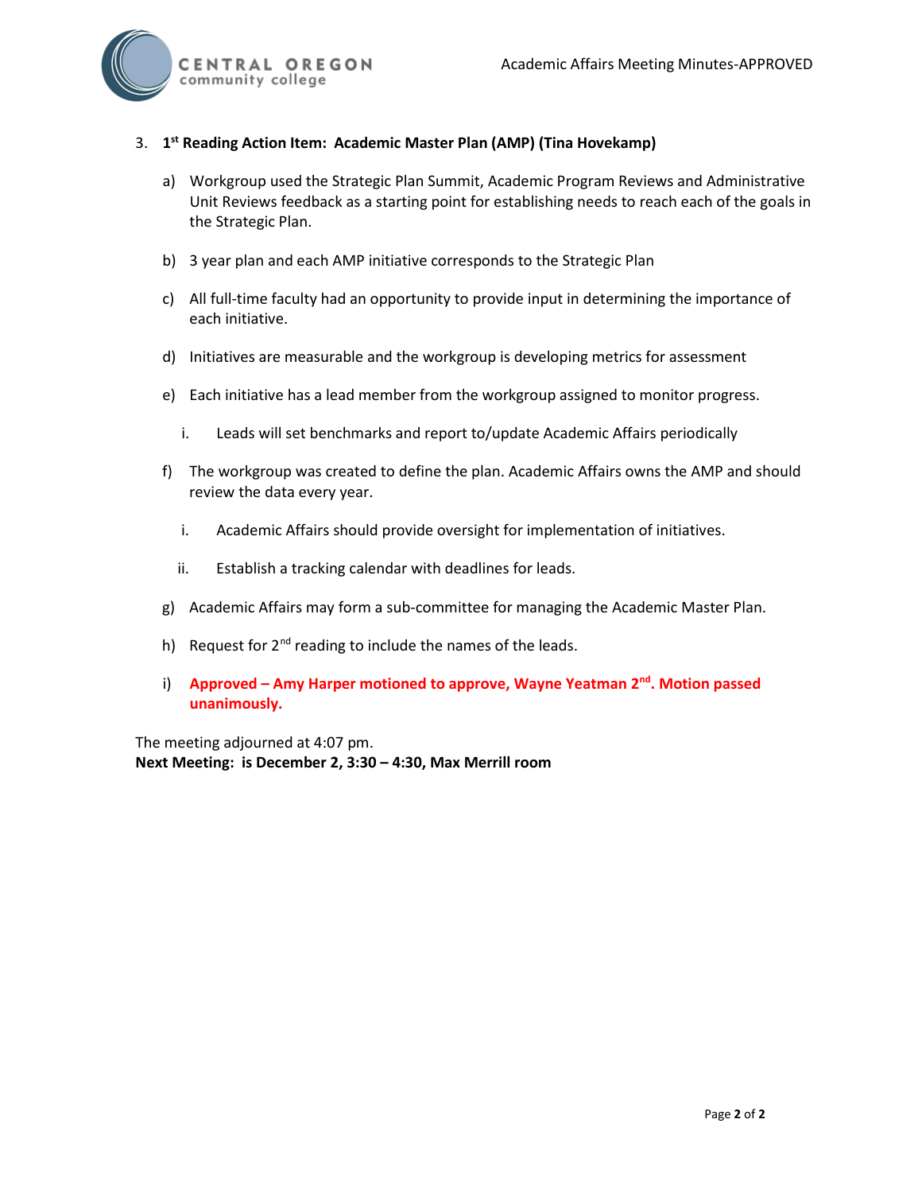3. **1st Reading Action Item: Academic Master Plan (AMP) (Tina Hovekamp)**

   a) Workgroup used the Strategic Plan Summit, Academic Program Reviews and Administrative Unit Reviews feedback as a starting point for establishing needs to reach each of the goals in the Strategic Plan.

   b) 3 year plan and each AMP initiative corresponds to the Strategic Plan

   c) All full-time faculty had an opportunity to provide input in determining the importance of each initiative.

   d) Initiatives are measurable and the workgroup is developing metrics for assessment

   e) Each initiative has a lead member from the workgroup assigned to monitor progress.

      i. Leads will set benchmarks and report to/update Academic Affairs periodically

   f) The workgroup was created to define the plan. Academic Affairs owns the AMP and should review the data every year.

      i. Academic Affairs should provide oversight for implementation of initiatives.

      ii. Establish a tracking calendar with deadlines for leads.

   g) Academic Affairs may form a sub-committee for managing the Academic Master Plan.

   h) Request for 2nd reading to include the names of the leads.

   i) **Approved – Amy Harper motioned to approve, Wayne Yeatman 2nd. Motion passed unanimously.**

The meeting adjourned at 4:07 pm.
**Next Meeting: is December 2, 3:30 – 4:30, Max Merrill room**